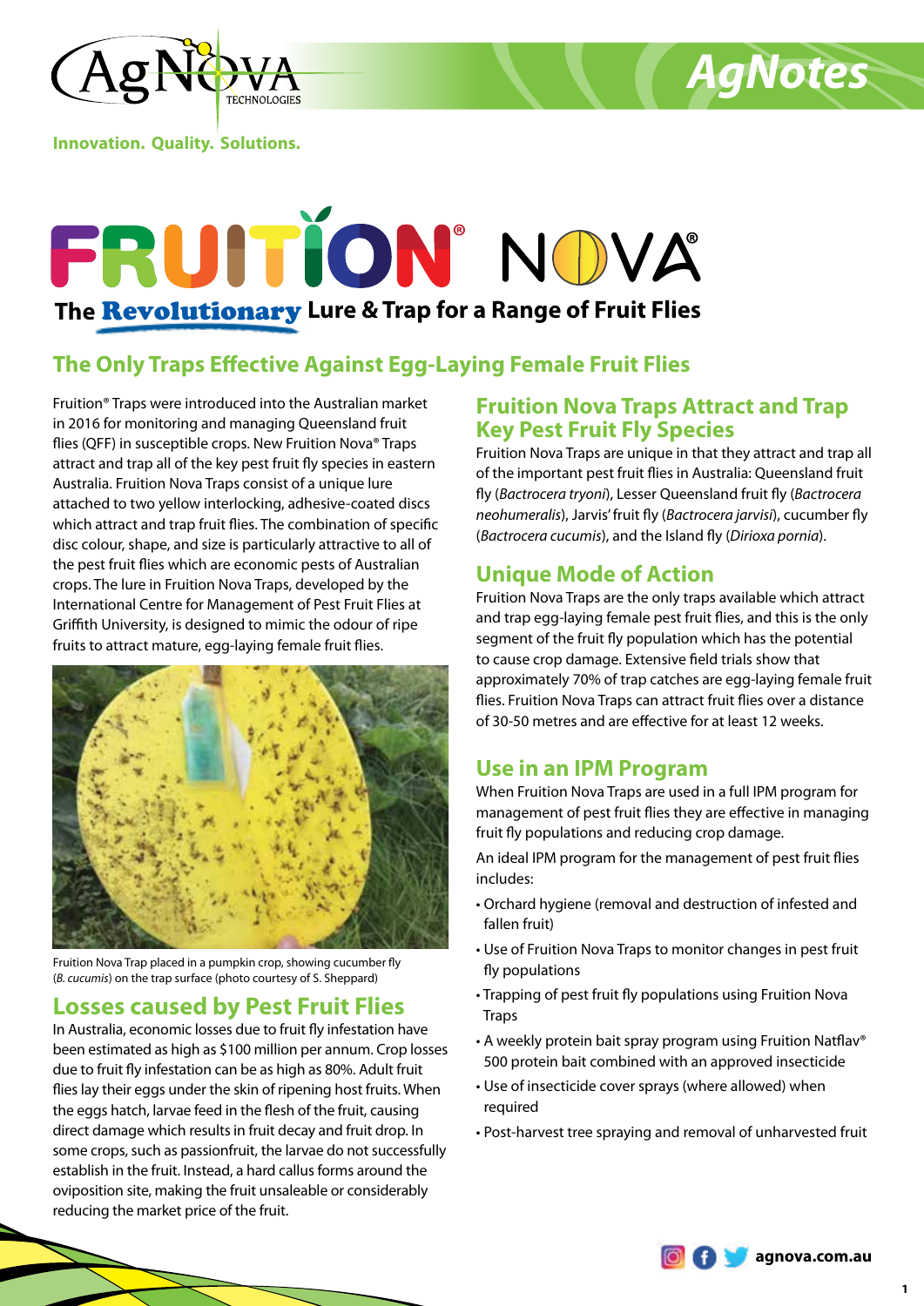# FRUITION® NOVA®

**The Revolutionary Lure & Trap for a Range of Fruit Flies**

## The Only Traps Effective Against Egg-Laying Female Fruit Flies

Fruition® Traps were introduced into the Australian market in 2016 for monitoring and managing Queensland fruit flies (QFF) in susceptible crops. New Fruition Nova® Traps attract and trap all of the key pest fruit fly species in eastern Australia. Fruition Nova Traps consist of a unique lure attached to two yellow interlocking, adhesive-coated discs which attract and trap fruit flies. The combination of specific disc colour, shape, and size is particularly attractive to all of the pest fruit flies which are economic pests of Australian crops. The lure in Fruition Nova Traps, developed by the International Centre for Management of Pest Fruit Flies at Griffith University, is designed to mimic the odour of ripe fruits to attract mature, egg-laying female fruit flies.

Fruition Nova Trap placed in a pumpkin crop, showing cucumber fly (*B. cucumis*) on the trap surface (photo courtesy of S. Sheppard)

## Losses caused by Pest Fruit Flies

In Australia, economic losses due to fruit fly infestation have been estimated as high as $100 million per annum. Crop losses due to fruit fly infestation can be as high as 80%. Adult fruit flies lay their eggs under the skin of ripening host fruits. When the eggs hatch, larvae feed in the flesh of the fruit, causing direct damage which results in fruit decay and fruit drop. In some crops, such as passionfruit, the larvae do not successfully establish in the fruit. Instead, a hard callus forms around the oviposition site, making the fruit unsaleable or considerably reducing the market price of the fruit.

## Fruition Nova Traps Attract and Trap Key Pest Fruit Fly Species

Fruition Nova Traps are unique in that they attract and trap all of the important pest fruit flies in Australia: Queensland fruit fly (*Bactrocera tryoni*), Lesser Queensland fruit fly (*Bactrocera neohumeralis*), Jarvis' fruit fly (*Bactrocera jarvisi*), cucumber fly (*Bactrocera cucumis*), and the Island fly (*Dirioxa pornia*).

## Unique Mode of Action

Fruition Nova Traps are the only traps available which attract and trap egg-laying female pest fruit flies, and this is the only segment of the fruit fly population which has the potential to cause crop damage. Extensive field trials show that approximately 70% of trap catches are egg-laying female fruit flies. Fruition Nova Traps can attract fruit flies over a distance of 30-50 metres and are effective for at least 12 weeks.

## Use in an IPM Program

When Fruition Nova Traps are used in a full IPM program for management of pest fruit flies they are effective in managing fruit fly populations and reducing crop damage.

An ideal IPM program for the management of pest fruit flies includes:

- Orchard hygiene (removal and destruction of infested and fallen fruit)
- Use of Fruition Nova Traps to monitor changes in pest fruit fly populations
- Trapping of pest fruit fly populations using Fruition Nova Traps
- A weekly protein bait spray program using Fruition Natflav® 500 protein bait combined with an approved insecticide
- Use of insecticide cover sprays (where allowed) when required
- Post-harvest tree spraying and removal of unharvested fruit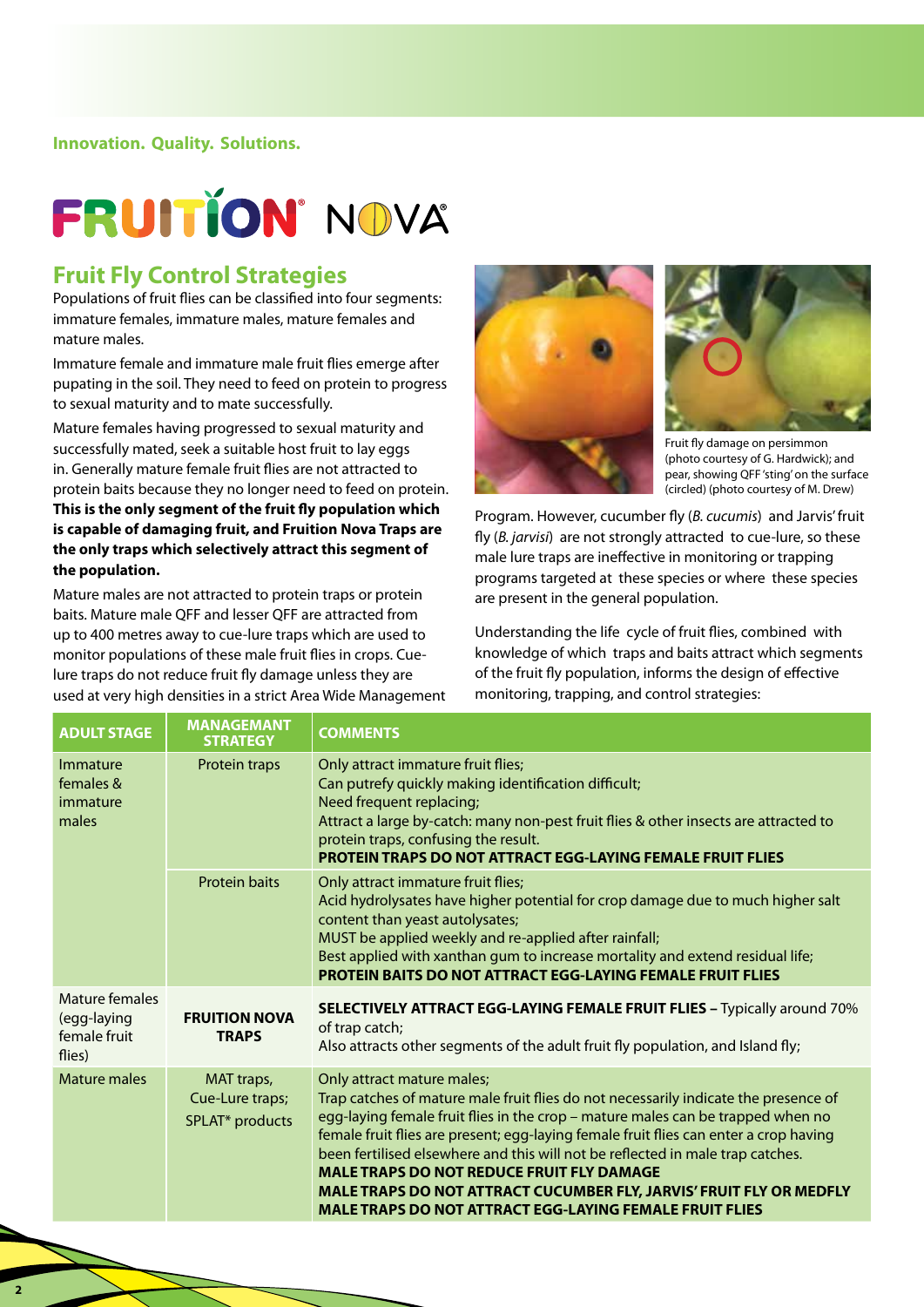Innovation. Quality. Solutions.

FRUITION® NOVA

## Fruit Fly Control Strategies

Populations of fruit flies can be classified into four segments: immature females, immature males, mature females and mature males.

Immature female and immature male fruit flies emerge after pupating in the soil. They need to feed on protein to progress to sexual maturity and to mate successfully.

Mature females having progressed to sexual maturity and successfully mated, seek a suitable host fruit to lay eggs in. Generally mature female fruit flies are not attracted to protein baits because they no longer need to feed on protein. **This is the only segment of the fruit fly population which is capable of damaging fruit, and Fruition Nova Traps are the only traps which selectively attract this segment of the population.**

Mature males are not attracted to protein traps or protein baits. Mature male QFF and lesser QFF are attracted from up to 400 metres away to cue-lure traps which are used to monitor populations of these male fruit flies in crops. Cue-lure traps do not reduce fruit fly damage unless they are used at very high densities in a strict Area Wide Management Program. However, cucumber fly (*B. cucumis*) and Jarvis' fruit fly (*B. jarvisi*) are not strongly attracted to cue-lure, so these male lure traps are ineffective in monitoring or trapping programs targeted at these species or where these species are present in the general population.

Fruit fly damage on persimmon (photo courtesy of G. Hardwick); and pear, showing QFF 'sting' on the surface (circled) (photo courtesy of M. Drew)

Understanding the life cycle of fruit flies, combined with knowledge of which traps and baits attract which segments of the fruit fly population, informs the design of effective monitoring, trapping, and control strategies:

| ADULT STAGE | MANAGEMANT STRATEGY | COMMENTS |
|---|---|---|
| Immature females & immature males | Protein traps | Only attract immature fruit flies;<br>Can putrefy quickly making identification difficult;<br>Need frequent replacing;<br>Attract a large by-catch: many non-pest fruit flies & other insects are attracted to protein traps, confusing the result.<br>**PROTEIN TRAPS DO NOT ATTRACT EGG-LAYING FEMALE FRUIT FLIES** |
| | Protein baits | Only attract immature fruit flies;<br>Acid hydrolysates have higher potential for crop damage due to much higher salt content than yeast autolysates;<br>MUST be applied weekly and re-applied after rainfall;<br>Best applied with xanthan gum to increase mortality and extend residual life;<br>**PROTEIN BAITS DO NOT ATTRACT EGG-LAYING FEMALE FRUIT FLIES** |
| Mature females (egg-laying female fruit flies) | **FRUITION NOVA TRAPS** | **SELECTIVELY ATTRACT EGG-LAYING FEMALE FRUIT FLIES –** Typically around 70% of trap catch;<br>Also attracts other segments of the adult fruit fly population, and Island fly; |
| Mature males | MAT traps,<br>Cue-Lure traps;<br>SPLAT* products | Only attract mature males;<br>Trap catches of mature male fruit flies do not necessarily indicate the presence of egg-laying female fruit flies in the crop – mature males can be trapped when no female fruit flies are present; egg-laying female fruit flies can enter a crop having been fertilised elsewhere and this will not be reflected in male trap catches.<br>**MALE TRAPS DO NOT REDUCE FRUIT FLY DAMAGE**<br>**MALE TRAPS DO NOT ATTRACT CUCUMBER FLY, JARVIS' FRUIT FLY OR MEDFLY**<br>**MALE TRAPS DO NOT ATTRACT EGG-LAYING FEMALE FRUIT FLIES** |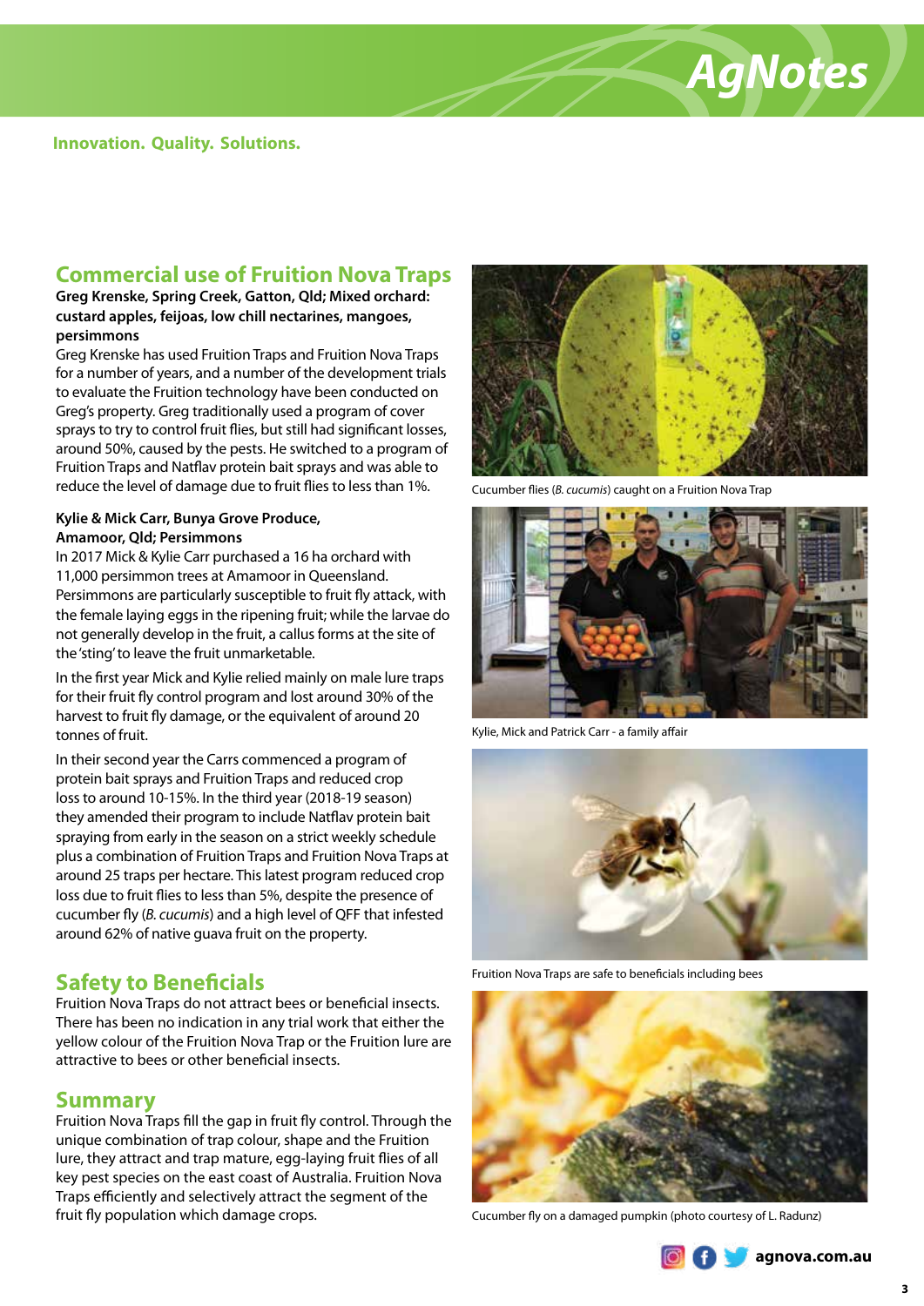## Commercial use of Fruition Nova Traps

**Greg Krenske, Spring Creek, Gatton, Qld; Mixed orchard: custard apples, feijoas, low chill nectarines, mangoes, persimmons**

Greg Krenske has used Fruition Traps and Fruition Nova Traps for a number of years, and a number of the development trials to evaluate the Fruition technology have been conducted on Greg's property. Greg traditionally used a program of cover sprays to try to control fruit flies, but still had significant losses, around 50%, caused by the pests. He switched to a program of Fruition Traps and Natflav protein bait sprays and was able to reduce the level of damage due to fruit flies to less than 1%.

**Kylie & Mick Carr, Bunya Grove Produce, Amamoor, Qld; Persimmons**

In 2017 Mick & Kylie Carr purchased a 16 ha orchard with 11,000 persimmon trees at Amamoor in Queensland. Persimmons are particularly susceptible to fruit fly attack, with the female laying eggs in the ripening fruit; while the larvae do not generally develop in the fruit, a callus forms at the site of the 'sting' to leave the fruit unmarketable.

In the first year Mick and Kylie relied mainly on male lure traps for their fruit fly control program and lost around 30% of the harvest to fruit fly damage, or the equivalent of around 20 tonnes of fruit.

In their second year the Carrs commenced a program of protein bait sprays and Fruition Traps and reduced crop loss to around 10-15%. In the third year (2018-19 season) they amended their program to include Natflav protein bait spraying from early in the season on a strict weekly schedule plus a combination of Fruition Traps and Fruition Nova Traps at around 25 traps per hectare. This latest program reduced crop loss due to fruit flies to less than 5%, despite the presence of cucumber fly (*B. cucumis*) and a high level of QFF that infested around 62% of native guava fruit on the property.

## Safety to Beneficials

Fruition Nova Traps do not attract bees or beneficial insects. There has been no indication in any trial work that either the yellow colour of the Fruition Nova Trap or the Fruition lure are attractive to bees or other beneficial insects.

## Summary

Fruition Nova Traps fill the gap in fruit fly control. Through the unique combination of trap colour, shape and the Fruition lure, they attract and trap mature, egg-laying fruit flies of all key pest species on the east coast of Australia. Fruition Nova Traps efficiently and selectively attract the segment of the fruit fly population which damage crops.

Cucumber flies (*B. cucumis*) caught on a Fruition Nova Trap

Kylie, Mick and Patrick Carr - a family affair

Fruition Nova Traps are safe to beneficials including bees

Cucumber fly on a damaged pumpkin (photo courtesy of L. Radunz)

agnova.com.au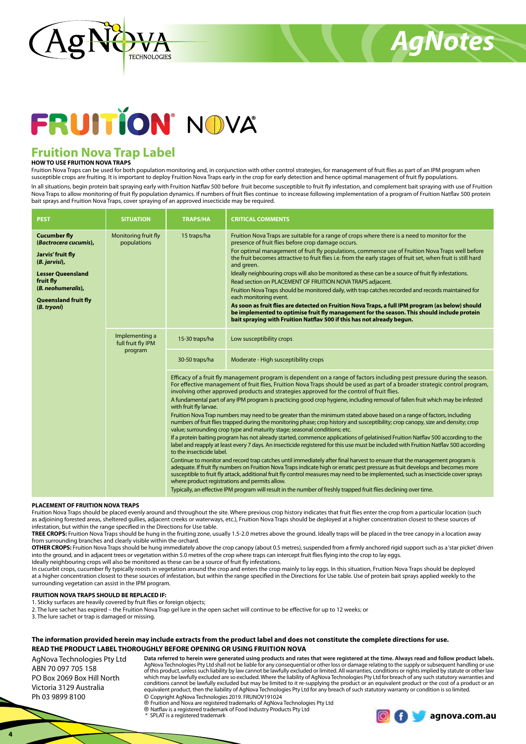# FRUITION® NOVA®

## Fruition Nova Trap Label

**HOW TO USE FRUITION NOVA TRAPS**

Fruition Nova Traps can be used for both population monitoring and, in conjunction with other control strategies, for management of fruit flies as part of an IPM program when susceptible crops are fruiting. It is important to deploy Fruition Nova Traps early in the crop for early detection and hence optimal management of fruit fly populations.

In all situations, begin protein bait spraying early with Fruition Natflav 500 before fruit become susceptible to fruit fly infestation, and complement bait spraying with use of Fruition Nova Traps to allow monitoring of fruit fly population dynamics. If numbers of fruit flies continue to increase following implementation of a program of Fruition Natflav 500 protein bait sprays and Fruition Nova Traps, cover spraying of an approved insecticide may be required.

| PEST | SITUATION | TRAPS/HA | CRITICAL COMMENTS |
|---|---|---|---|
| **Cucumber fly (*Bactrocera cucumis*),**<br><br>**Jarvis' fruit fly (*B. jarvisi*),**<br><br>**Lesser Queensland fruit fly (*B. neohumeralis*),**<br><br>**Queensland fruit fly (*B. tryoni*)** | Monitoring fruit fly populations | 15 traps/ha | Fruition Nova Traps are suitable for a range of crops where there is a need to monitor for the presence of fruit flies before crop damage occurs.<br>For optimal management of fruit fly populations, commence use of Fruition Nova Traps well before the fruit becomes attractive to fruit flies i.e. from the early stages of fruit set, when fruit is still hard and green.<br>Ideally neighbouring crops will also be monitored as these can be a source of fruit fly infestations.<br>Read section on PLACEMENT OF FRUITION NOVA TRAPS adjacent.<br>Fruition Nova Traps should be monitored daily, with trap catches recorded and records maintained for each monitoring event.<br>**As soon as fruit flies are detected on Fruition Nova Traps, a full IPM program (as below) should be implemented to optimise fruit fly management for the season. This should include protein bait spraying with Fruition Natflav 500 if this has not already begun.** |
| | Implementing a full fruit fly IPM program | 15-30 traps/ha | Low susceptibility crops |
| | | 30-50 traps/ha | Moderate - High susceptibility crops |
| | | Efficacy of a fruit fly management program is dependent on a range of factors including pest pressure during the season. For effective management of fruit flies, Fruition Nova Traps should be used as part of a broader strategic control program, involving other approved products and strategies approved for the control of fruit flies.<br>A fundamental part of any IPM program is practicing good crop hygiene, including removal of fallen fruit which may be infested with fruit fly larvae.<br>Fruition Nova Trap numbers may need to be greater than the minimum stated above based on a range of factors, including numbers of fruit flies trapped during the monitoring phase; crop history and susceptibility; crop canopy, size and density; crop value; surrounding crop type and maturity stage; seasonal conditions; etc.<br>If a protein baiting program has not already started, commence applications of gelatinised Fruition Natflav 500 according to the label and reapply at least every 7 days. An insecticide registered for this use must be included with Fruition Natflav 500 according to the insecticide label.<br>Continue to monitor and record trap catches until immediately after final harvest to ensure that the management program is adequate. If fruit fly numbers on Fruition Nova Traps indicate high or erratic pest pressure as fruit develops and becomes more susceptible to fruit fly attack, additional fruit fly control measures may need to be implemented, such as insecticide cover sprays where product registrations and permits allow.<br>Typically, an effective IPM program will result in the number of freshly trapped fruit flies declining over time. | |

**PLACEMENT OF FRUITION NOVA TRAPS**

Fruition Nova Traps should be placed evenly around and throughout the site. Where previous crop history indicates that fruit flies enter the crop from a particular location (such as adjoining forested areas, sheltered gullies, adjacent creeks or waterways, etc.), Fruition Nova Traps should be deployed at a higher concentration closest to these sources of infestation, but within the range specified in the Directions for Use table.

**TREE CROPS:** Fruition Nova Traps should be hung in the fruiting zone, usually 1.5-2.0 metres above the ground. Ideally traps will be placed in the tree canopy in a location away from surrounding branches and clearly visible within the orchard.

**OTHER CROPS:** Fruition Nova Traps should be hung immediately above the crop canopy (about 0.5 metres), suspended from a firmly anchored rigid support such as a 'star picket' driven into the ground, and in adjacent trees or vegetation within 5.0 metres of the crop where traps can intercept fruit flies flying into the crop to lay eggs.

Ideally neighbouring crops will also be monitored as these can be a source of fruit fly infestations.

In cucurbit crops, cucumber fly typically roosts in vegetation around the crop and enters the crop mainly to lay eggs. In this situation, Fruition Nova Traps should be deployed at a higher concentration closest to these sources of infestation, but within the range specified in the Directions for Use table. Use of protein bait sprays applied weekly to the surrounding vegetation can assist in the IPM program.

**FRUITION NOVA TRAPS SHOULD BE REPLACED IF:**

1. Sticky surfaces are heavily covered by fruit flies or foreign objects;
2. The lure sachet has expired – the Fruition Nova Trap gel lure in the open sachet will continue to be effective for up to 12 weeks; or
3. The lure sachet or trap is damaged or missing.

**The information provided herein may include extracts from the product label and does not constitute the complete directions for use.**
**READ THE PRODUCT LABEL THOROUGHLY BEFORE OPENING OR USING FRUITION NOVA**

AgNova Technologies Pty Ltd
ABN 70 097 705 158
PO Box 2069 Box Hill North
Victoria 3129 Australia
Ph 03 9899 8100

**Data referred to herein were generated using products and rates that were registered at the time. Always read and follow product labels.** AgNova Technologies Pty Ltd shall not be liable for any consequential or other loss or damage relating to the supply or subsequent handling or use of this product, unless such liability by law cannot be lawfully excluded or limited. All warranties, conditions or rights implied by statute or other law which may be lawfully excluded are so excluded. Where the liability of AgNova Technologies Pty Ltd for breach of any such statutory warranties and conditions cannot be lawfully excluded but may be limited to it re-supplying the product or an equivalent product or the cost of a product or an equivalent product, then the liability of AgNova Technologies Pty Ltd for any breach of such statutory warranty or condition is so limited.

© Copyright AgNova Technologies 2019. FRUNOV191024
® Fruition and Nova are registered trademarks of AgNova Technologies Pty Ltd
® Natflav is a registered trademark of Food Industry Products Pty Ltd
* SPLAT is a registered trademark

agnova.com.au